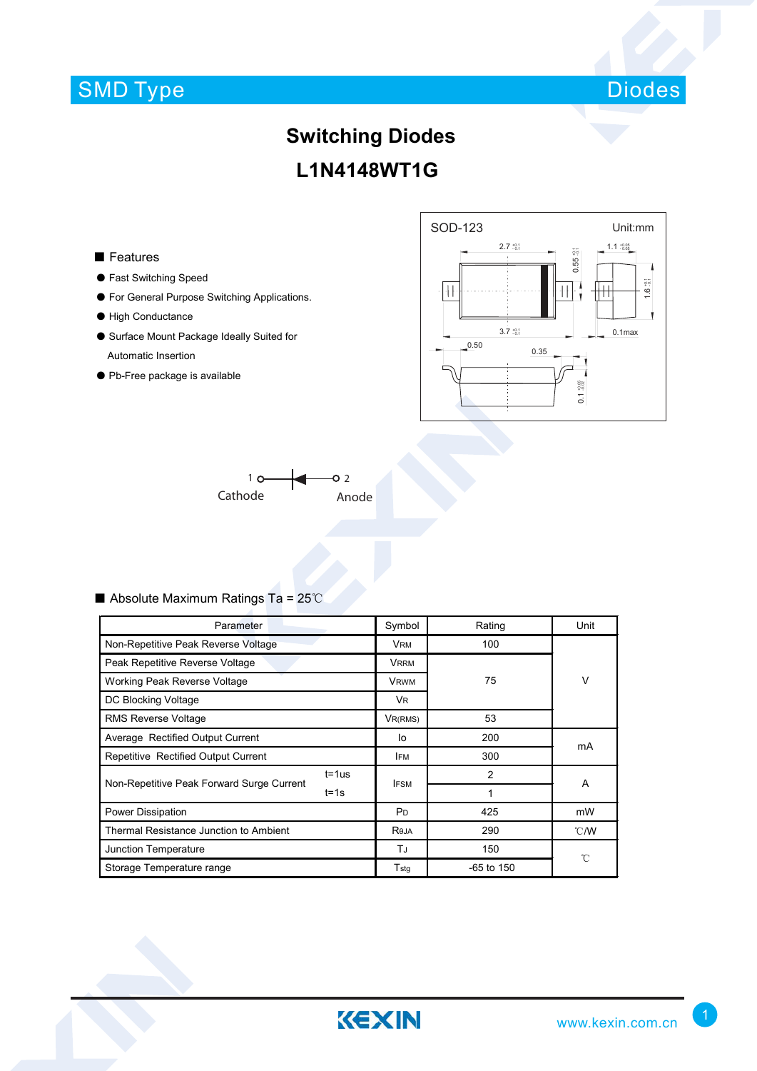SMD Type — Diodes

# Switching Diodes

# L1N4148WT1G

## Features

- Fast Switching Speed
- For General Purpose Switching Applications.
- High Conductance
- Surface Mount Package Ideally Suited for Automatic Insertion
- Pb-Free package is available

SOD-123 Unit:mm

1 Cathode — 2 Anode

## Absolute Maximum Ratings Ta = 25℃

| Parameter | | Symbol | Rating | Unit |
|---|---|---|---|---|
| Non-Repetitive Peak Reverse Voltage | | $V_{RM}$ | 100 | V |
| Peak Repetitive Reverse Voltage | | $V_{RRM}$ | 75 | V |
| Working Peak Reverse Voltage | | $V_{RWM}$ | 75 | V |
| DC Blocking Voltage | | $V_R$ | 75 | V |
| RMS Reverse Voltage | | $V_{R(RMS)}$ | 53 | V |
| Average Rectified Output Current | | $I_o$ | 200 | mA |
| Repetitive Rectified Output Current | | $I_{FM}$ | 300 | mA |
| Non-Repetitive Peak Forward Surge Current | t=1us | $I_{FSM}$ | 2 | A |
| | t=1s | | 1 | A |
| Power Dissipation | | $P_D$ | 425 | mW |
| Thermal Resistance Junction to Ambient | | $R_{\theta JA}$ | 290 | ℃/W |
| Junction Temperature | | $T_J$ | 150 | ℃ |
| Storage Temperature range | | $T_{stg}$ | -65 to 150 | ℃ |

KEXIN www.kexin.com.cn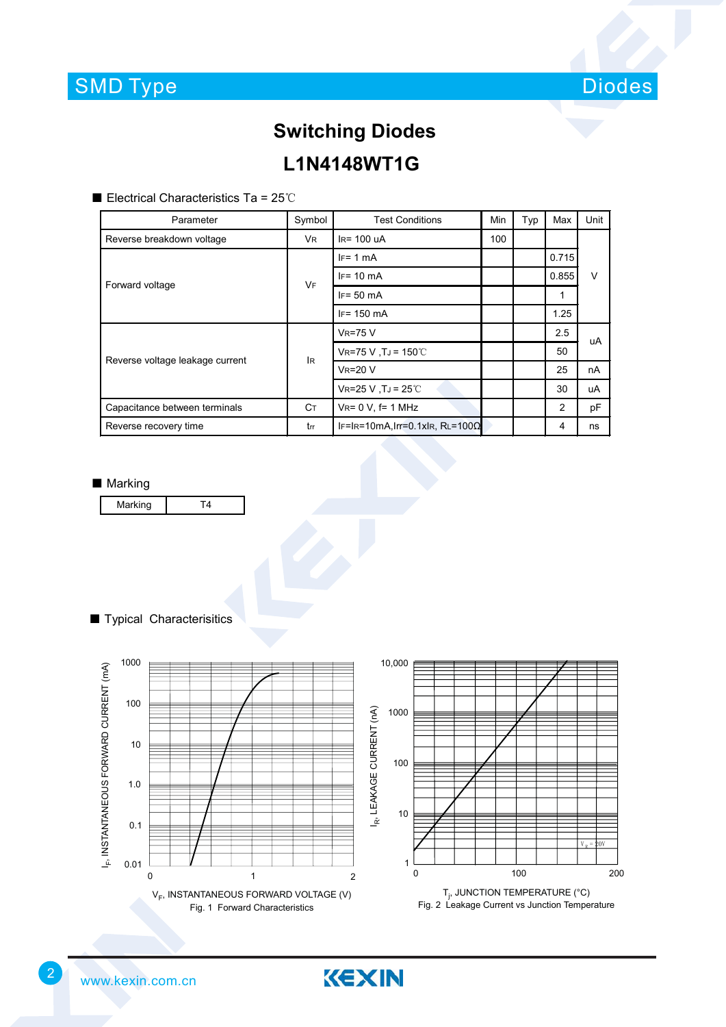SMD Type

Diodes

# Switching Diodes

## L1N4148WT1G

■ Electrical Characteristics Ta = 25℃

| Parameter | Symbol | Test Conditions | Min | Typ | Max | Unit |
|---|---|---|---|---|---|---|
| Reverse breakdown voltage | $V_R$ | $I_R$= 100 uA | 100 | | | V |
| Forward voltage | $V_F$ | $I_F$= 1 mA | | | 0.715 | |
| | | $I_F$= 10 mA | | | 0.855 | |
| | | $I_F$= 50 mA | | | 1 | |
| | | $I_F$= 150 mA | | | 1.25 | |
| Reverse voltage leakage current | $I_R$ | $V_R$=75 V | | | 2.5 | uA |
| | | $V_R$=75 V ,$T_J$ = 150℃ | | | 50 | |
| | | $V_R$=20 V | | | 25 | nA |
| | | $V_R$=25 V ,$T_J$ = 25℃ | | | 30 | uA |
| Capacitance between terminals | $C_T$ | $V_R$= 0 V, f= 1 MHz | | | 2 | pF |
| Reverse recovery time | $t_{rr}$ | $I_F$=$I_R$=10mA,$I_{rr}$=0.1x$I_R$, $R_L$=100Ω | | | 4 | ns |

■ Marking

| Marking | T4 |
|---|---|

■ Typical Characterisitics

$I_F$, INSTANTANEOUS FORWARD CURRENT (mA)

1000
100
10
1.0
0.1
0.01

0
1
2

$V_F$, INSTANTANEOUS FORWARD VOLTAGE (V)

Fig. 1 Forward Characteristics

$I_R$, LEAKAGE CURRENT (nA)

10,000
1000
100
10
1

0
100
200

$V_R$ = 20V

$T_j$, JUNCTION TEMPERATURE (°C)

Fig. 2 Leakage Current vs Junction Temperature

www.kexin.com.cn